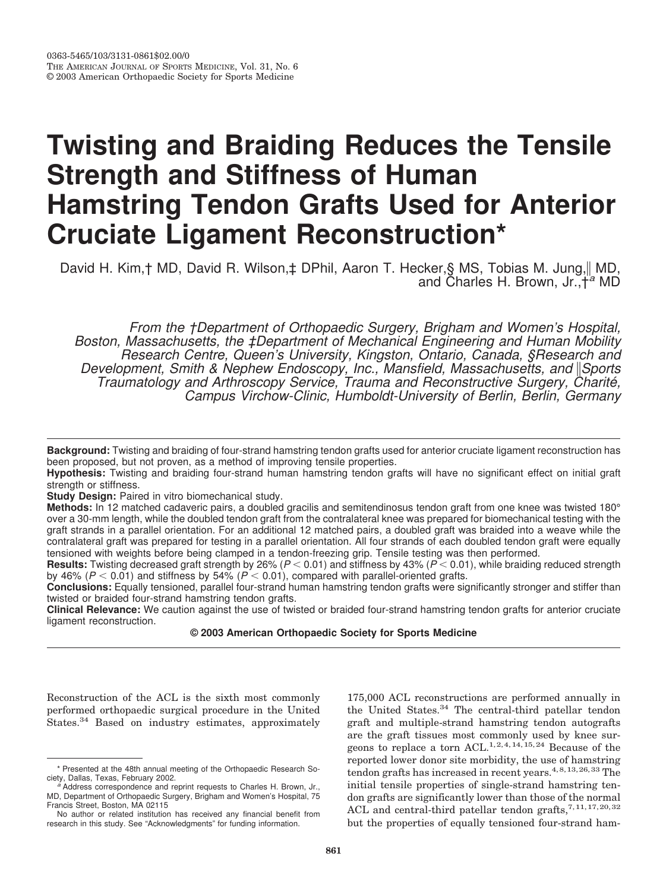0363-5465/103/3131-0861$02.00/0
THE AMERICAN JOURNAL OF SPORTS MEDICINE, Vol. 31, No. 6
© 2003 American Orthopaedic Society for Sports Medicine

# Twisting and Braiding Reduces the Tensile Strength and Stiffness of Human Hamstring Tendon Grafts Used for Anterior Cruciate Ligament Reconstruction*

David H. Kim,† MD, David R. Wilson,‡ DPhil, Aaron T. Hecker,§ MS, Tobias M. Jung,‖ MD, and Charles H. Brown, Jr.,†[a] MD

*From the †Department of Orthopaedic Surgery, Brigham and Women's Hospital, Boston, Massachusetts, the ‡Department of Mechanical Engineering and Human Mobility Research Centre, Queen's University, Kingston, Ontario, Canada, §Research and Development, Smith & Nephew Endoscopy, Inc., Mansfield, Massachusetts, and ‖Sports Traumatology and Arthroscopy Service, Trauma and Reconstructive Surgery, Charité, Campus Virchow-Clinic, Humboldt-University of Berlin, Berlin, Germany*

**Background:** Twisting and braiding of four-strand hamstring tendon grafts used for anterior cruciate ligament reconstruction has been proposed, but not proven, as a method of improving tensile properties.

**Hypothesis:** Twisting and braiding four-strand human hamstring tendon grafts will have no significant effect on initial graft strength or stiffness.

**Study Design:** Paired in vitro biomechanical study.

**Methods:** In 12 matched cadaveric pairs, a doubled gracilis and semitendinosus tendon graft from one knee was twisted 180° over a 30-mm length, while the doubled tendon graft from the contralateral knee was prepared for biomechanical testing with the graft strands in a parallel orientation. For an additional 12 matched pairs, a doubled graft was braided into a weave while the contralateral graft was prepared for testing in a parallel orientation. All four strands of each doubled tendon graft were equally tensioned with weights before being clamped in a tendon-freezing grip. Tensile testing was then performed.

**Results:** Twisting decreased graft strength by 26% ($P < 0.01$) and stiffness by 43% ($P < 0.01$), while braiding reduced strength by 46% ($P < 0.01$) and stiffness by 54% ($P < 0.01$), compared with parallel-oriented grafts.

**Conclusions:** Equally tensioned, parallel four-strand human hamstring tendon grafts were significantly stronger and stiffer than twisted or braided four-strand hamstring tendon grafts.

**Clinical Relevance:** We caution against the use of twisted or braided four-strand hamstring tendon grafts for anterior cruciate ligament reconstruction.

**© 2003 American Orthopaedic Society for Sports Medicine**

Reconstruction of the ACL is the sixth most commonly performed orthopaedic surgical procedure in the United States.[34] Based on industry estimates, approximately 175,000 ACL reconstructions are performed annually in the United States.[34] The central-third patellar tendon graft and multiple-strand hamstring tendon autografts are the graft tissues most commonly used by knee surgeons to replace a torn ACL.[1,2,4,14,15,24] Because of the reported lower donor site morbidity, the use of hamstring tendon grafts has increased in recent years.[4,8,13,26,33] The initial tensile properties of single-strand hamstring tendon grafts are significantly lower than those of the normal ACL and central-third patellar tendon grafts,[7,11,17,20,32] but the properties of equally tensioned four-strand ham-

\* Presented at the 48th annual meeting of the Orthopaedic Research Society, Dallas, Texas, February 2002.

[a] Address correspondence and reprint requests to Charles H. Brown, Jr., MD, Department of Orthopaedic Surgery, Brigham and Women's Hospital, 75 Francis Street, Boston, MA 02115

No author or related institution has received any financial benefit from research in this study. See "Acknowledgments" for funding information.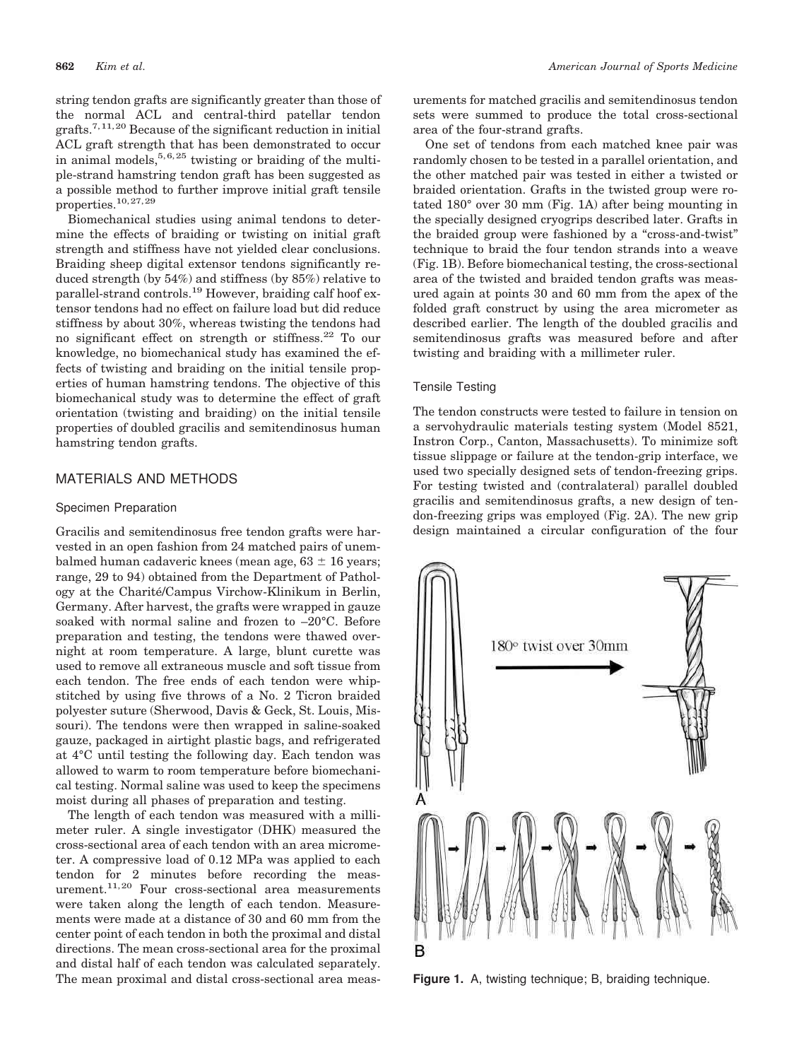string tendon grafts are significantly greater than those of the normal ACL and central-third patellar tendon grafts.[7,11,20] Because of the significant reduction in initial ACL graft strength that has been demonstrated to occur in animal models,[5,6,25] twisting or braiding of the multiple-strand hamstring tendon graft has been suggested as a possible method to further improve initial graft tensile properties.[10,27,29]

Biomechanical studies using animal tendons to determine the effects of braiding or twisting on initial graft strength and stiffness have not yielded clear conclusions. Braiding sheep digital extensor tendons significantly reduced strength (by 54%) and stiffness (by 85%) relative to parallel-strand controls.[19] However, braiding calf hoof extensor tendons had no effect on failure load but did reduce stiffness by about 30%, whereas twisting the tendons had no significant effect on strength or stiffness.[22] To our knowledge, no biomechanical study has examined the effects of twisting and braiding on the initial tensile properties of human hamstring tendons. The objective of this biomechanical study was to determine the effect of graft orientation (twisting and braiding) on the initial tensile properties of doubled gracilis and semitendinosus human hamstring tendon grafts.

## MATERIALS AND METHODS

### Specimen Preparation

Gracilis and semitendinosus free tendon grafts were harvested in an open fashion from 24 matched pairs of unembalmed human cadaveric knees (mean age, 63 ± 16 years; range, 29 to 94) obtained from the Department of Pathology at the Charité/Campus Virchow-Klinikum in Berlin, Germany. After harvest, the grafts were wrapped in gauze soaked with normal saline and frozen to –20°C. Before preparation and testing, the tendons were thawed overnight at room temperature. A large, blunt curette was used to remove all extraneous muscle and soft tissue from each tendon. The free ends of each tendon were whipstitched by using five throws of a No. 2 Ticron braided polyester suture (Sherwood, Davis & Geck, St. Louis, Missouri). The tendons were then wrapped in saline-soaked gauze, packaged in airtight plastic bags, and refrigerated at 4°C until testing the following day. Each tendon was allowed to warm to room temperature before biomechanical testing. Normal saline was used to keep the specimens moist during all phases of preparation and testing.

The length of each tendon was measured with a millimeter ruler. A single investigator (DHK) measured the cross-sectional area of each tendon with an area micrometer. A compressive load of 0.12 MPa was applied to each tendon for 2 minutes before recording the measurement.[11,20] Four cross-sectional area measurements were taken along the length of each tendon. Measurements were made at a distance of 30 and 60 mm from the center point of each tendon in both the proximal and distal directions. The mean cross-sectional area for the proximal and distal half of each tendon was calculated separately. The mean proximal and distal cross-sectional area measurements for matched gracilis and semitendinosus tendon sets were summed to produce the total cross-sectional area of the four-strand grafts.

One set of tendons from each matched knee pair was randomly chosen to be tested in a parallel orientation, and the other matched pair was tested in either a twisted or braided orientation. Grafts in the twisted group were rotated 180° over 30 mm (Fig. 1A) after being mounting in the specially designed cryogrips described later. Grafts in the braided group were fashioned by a "cross-and-twist" technique to braid the four tendon strands into a weave (Fig. 1B). Before biomechanical testing, the cross-sectional area of the twisted and braided tendon grafts was measured again at points 30 and 60 mm from the apex of the folded graft construct by using the area micrometer as described earlier. The length of the doubled gracilis and semitendinosus grafts was measured before and after twisting and braiding with a millimeter ruler.

### Tensile Testing

The tendon constructs were tested to failure in tension on a servohydraulic materials testing system (Model 8521, Instron Corp., Canton, Massachusetts). To minimize soft tissue slippage or failure at the tendon-grip interface, we used two specially designed sets of tendon-freezing grips. For testing twisted and (contralateral) parallel doubled gracilis and semitendinosus grafts, a new design of tendon-freezing grips was employed (Fig. 2A). The new grip design maintained a circular configuration of the four

**Figure 1.** A, twisting technique; B, braiding technique.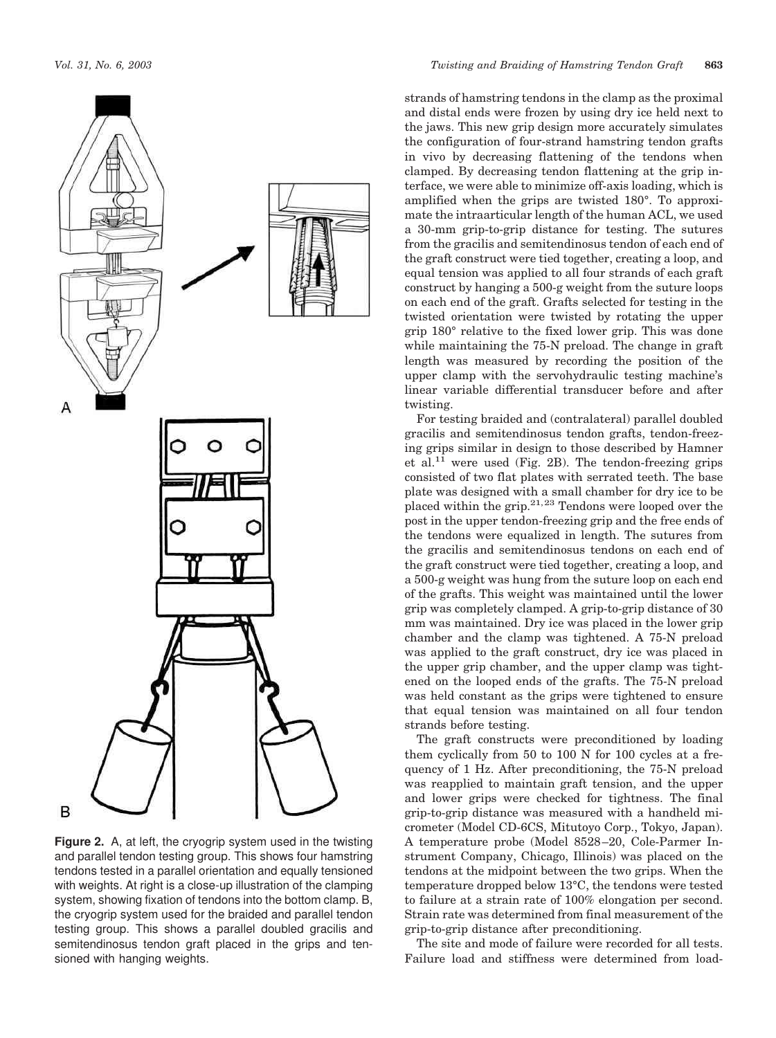**Figure 2.** A, at left, the cryogrip system used in the twisting and parallel tendon testing group. This shows four hamstring tendons tested in a parallel orientation and equally tensioned with weights. At right is a close-up illustration of the clamping system, showing fixation of tendons into the bottom clamp. B, the cryogrip system used for the braided and parallel tendon testing group. This shows a parallel doubled gracilis and semitendinosus tendon graft placed in the grips and tensioned with hanging weights.

strands of hamstring tendons in the clamp as the proximal and distal ends were frozen by using dry ice held next to the jaws. This new grip design more accurately simulates the configuration of four-strand hamstring tendon grafts in vivo by decreasing flattening of the tendons when clamped. By decreasing tendon flattening at the grip interface, we were able to minimize off-axis loading, which is amplified when the grips are twisted 180°. To approximate the intraarticular length of the human ACL, we used a 30-mm grip-to-grip distance for testing. The sutures from the gracilis and semitendinosus tendon of each end of the graft construct were tied together, creating a loop, and equal tension was applied to all four strands of each graft construct by hanging a 500-g weight from the suture loops on each end of the graft. Grafts selected for testing in the twisted orientation were twisted by rotating the upper grip 180° relative to the fixed lower grip. This was done while maintaining the 75-N preload. The change in graft length was measured by recording the position of the upper clamp with the servohydraulic testing machine's linear variable differential transducer before and after twisting.

For testing braided and (contralateral) parallel doubled gracilis and semitendinosus tendon grafts, tendon-freezing grips similar in design to those described by Hamner et al.[11] were used (Fig. 2B). The tendon-freezing grips consisted of two flat plates with serrated teeth. The base plate was designed with a small chamber for dry ice to be placed within the grip.[21,23] Tendons were looped over the post in the upper tendon-freezing grip and the free ends of the tendons were equalized in length. The sutures from the gracilis and semitendinosus tendons on each end of the graft construct were tied together, creating a loop, and a 500-g weight was hung from the suture loop on each end of the grafts. This weight was maintained until the lower grip was completely clamped. A grip-to-grip distance of 30 mm was maintained. Dry ice was placed in the lower grip chamber and the clamp was tightened. A 75-N preload was applied to the graft construct, dry ice was placed in the upper grip chamber, and the upper clamp was tightened on the looped ends of the grafts. The 75-N preload was held constant as the grips were tightened to ensure that equal tension was maintained on all four tendon strands before testing.

The graft constructs were preconditioned by loading them cyclically from 50 to 100 N for 100 cycles at a frequency of 1 Hz. After preconditioning, the 75-N preload was reapplied to maintain graft tension, and the upper and lower grips were checked for tightness. The final grip-to-grip distance was measured with a handheld micrometer (Model CD-6CS, Mitutoyo Corp., Tokyo, Japan). A temperature probe (Model 8528–20, Cole-Parmer Instrument Company, Chicago, Illinois) was placed on the tendons at the midpoint between the two grips. When the temperature dropped below 13°C, the tendons were tested to failure at a strain rate of 100% elongation per second. Strain rate was determined from final measurement of the grip-to-grip distance after preconditioning.

The site and mode of failure were recorded for all tests. Failure load and stiffness were determined from load-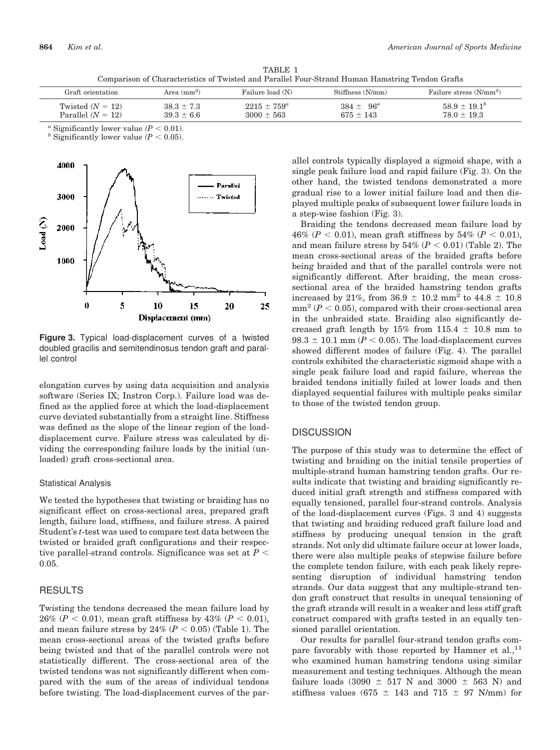TABLE 1
Comparison of Characteristics of Twisted and Parallel Four-Strand Human Hamstring Tendon Grafts

| Graft orientation | Area ($mm^2$) | Failure load (N) | Stiffness (N/mm) | Failure stress ($N/mm^2$) |
|---|---|---|---|---|
| Twisted ($N = 12$) | $38.3 \pm 7.3$ | $2215 \pm 759^a$ | $384 \pm 96^a$ | $58.9 \pm 19.1^b$ |
| Parallel ($N = 12$) | $39.3 \pm 6.6$ | $3000 \pm 563$ | $675 \pm 143$ | $78.0 \pm 19.3$ |

[a] Significantly lower value ($P < 0.01$).
[b] Significantly lower value ($P < 0.05$).

**Figure 3.** Typical load-displacement curves of a twisted doubled gracilis and semitendinosus tendon graft and parallel control

elongation curves by using data acquisition and analysis software (Series IX; Instron Corp.). Failure load was defined as the applied force at which the load-displacement curve deviated substantially from a straight line. Stiffness was defined as the slope of the linear region of the load-displacement curve. Failure stress was calculated by dividing the corresponding failure loads by the initial (unloaded) graft cross-sectional area.

### Statistical Analysis

We tested the hypotheses that twisting or braiding has no significant effect on cross-sectional area, prepared graft length, failure load, stiffness, and failure stress. A paired Student's *t*-test was used to compare test data between the twisted or braided graft configurations and their respective parallel-strand controls. Significance was set at $P < 0.05$.

## RESULTS

Twisting the tendons decreased the mean failure load by 26% ($P < 0.01$), mean graft stiffness by 43% ($P < 0.01$), and mean failure stress by 24% ($P < 0.05$) (Table 1). The mean cross-sectional areas of the twisted grafts before being twisted and that of the parallel controls were not statistically different. The cross-sectional area of the twisted tendons was not significantly different when compared with the sum of the areas of individual tendons before twisting. The load-displacement curves of the parallel controls typically displayed a sigmoid shape, with a single peak failure load and rapid failure (Fig. 3). On the other hand, the twisted tendons demonstrated a more gradual rise to a lower initial failure load and then displayed multiple peaks of subsequent lower failure loads in a step-wise fashion (Fig. 3).

Braiding the tendons decreased mean failure load by 46% ($P < 0.01$), mean graft stiffness by 54% ($P < 0.01$), and mean failure stress by 54% ($P < 0.01$) (Table 2). The mean cross-sectional areas of the braided grafts before being braided and that of the parallel controls were not significantly different. After braiding, the mean cross-sectional area of the braided hamstring tendon grafts increased by 21%, from $36.9 \pm 10.2$ $mm^2$ to $44.8 \pm 10.8$ $mm^2$ ($P < 0.05$), compared with their cross-sectional area in the unbraided state. Braiding also significantly decreased graft length by 15% from $115.4 \pm 10.8$ mm to $98.3 \pm 10.1$ mm ($P < 0.05$). The load-displacement curves showed different modes of failure (Fig. 4). The parallel controls exhibited the characteristic sigmoid shape with a single peak failure load and rapid failure, whereas the braided tendons initially failed at lower loads and then displayed sequential failures with multiple peaks similar to those of the twisted tendon group.

## DISCUSSION

The purpose of this study was to determine the effect of twisting and braiding on the initial tensile properties of multiple-strand human hamstring tendon grafts. Our results indicate that twisting and braiding significantly reduced initial graft strength and stiffness compared with equally tensioned, parallel four-strand controls. Analysis of the load-displacement curves (Figs. 3 and 4) suggests that twisting and braiding reduced graft failure load and stiffness by producing unequal tension in the graft strands. Not only did ultimate failure occur at lower loads, there were also multiple peaks of stepwise failure before the complete tendon failure, with each peak likely representing disruption of individual hamstring tendon strands. Our data suggest that any multiple-strand tendon graft construct that results in unequal tensioning of the graft strands will result in a weaker and less stiff graft construct compared with grafts tested in an equally tensioned parallel orientation.

Our results for parallel four-strand tendon grafts compare favorably with those reported by Hamner et al.,[11] who examined human hamstring tendons using similar measurement and testing techniques. Although the mean failure loads ($3090 \pm 517$ N and $3000 \pm 563$ N) and stiffness values ($675 \pm 143$ and $715 \pm 97$ N/mm) for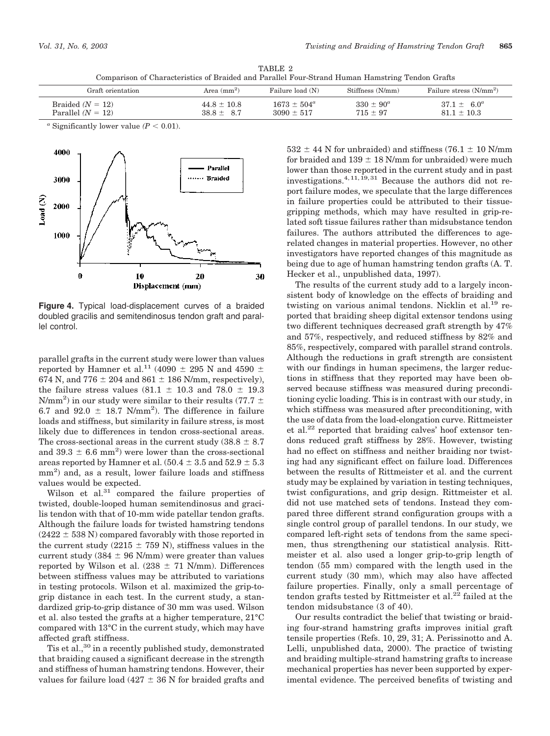TABLE 2
Comparison of Characteristics of Braided and Parallel Four-Strand Human Hamstring Tendon Grafts

| Graft orientation | Area ($mm^2$) | Failure load (N) | Stiffness (N/mm) | Failure stress ($N/mm^2$) |
|---|---|---|---|---|
| Braided (*N* = 12) | 44.8 ± 10.8 | 1673 ± 504[a] | 330 ± 90[a] | 37.1 ± 6.0[a] |
| Parallel (*N* = 12) | 38.8 ± 8.7 | 3090 ± 517 | 715 ± 97 | 81.1 ± 10.3 |

[a] Significantly lower value ($P < 0.01$).

**Figure 4.** Typical load-displacement curves of a braided doubled gracilis and semitendinosus tendon graft and parallel control.

parallel grafts in the current study were lower than values reported by Hamner et al.[11] (4090 ± 295 N and 4590 ± 674 N, and 776 ± 204 and 861 ± 186 N/mm, respectively), the failure stress values (81.1 ± 10.3 and 78.0 ± 19.3 $N/mm^2$) in our study were similar to their results (77.7 ± 6.7 and 92.0 ± 18.7 $N/mm^2$). The difference in failure loads and stiffness, but similarity in failure stress, is most likely due to differences in tendon cross-sectional areas. The cross-sectional areas in the current study (38.8 ± 8.7 and 39.3 ± 6.6 $mm^2$) were lower than the cross-sectional areas reported by Hamner et al. (50.4 ± 3.5 and 52.9 ± 5.3 $mm^2$) and, as a result, lower failure loads and stiffness values would be expected.

Wilson et al.[31] compared the failure properties of twisted, double-looped human semitendinosus and gracilis tendon with that of 10-mm wide patellar tendon grafts. Although the failure loads for twisted hamstring tendons (2422 ± 538 N) compared favorably with those reported in the current study (2215 ± 759 N), stiffness values in the current study (384 ± 96 N/mm) were greater than values reported by Wilson et al. (238 ± 71 N/mm). Differences between stiffness values may be attributed to variations in testing protocols. Wilson et al. maximized the grip-to-grip distance in each test. In the current study, a standardized grip-to-grip distance of 30 mm was used. Wilson et al. also tested the grafts at a higher temperature, 21°C compared with 13°C in the current study, which may have affected graft stiffness.

Tis et al.,[30] in a recently published study, demonstrated that braiding caused a significant decrease in the strength and stiffness of human hamstring tendons. However, their values for failure load (427 ± 36 N for braided grafts and 532 ± 44 N for unbraided) and stiffness (76.1 ± 10 N/mm for braided and 139 ± 18 N/mm for unbraided) were much lower than those reported in the current study and in past investigations.[4,11,19,31] Because the authors did not report failure modes, we speculate that the large differences in failure properties could be attributed to their tissue-gripping methods, which may have resulted in grip-related soft tissue failures rather than midsubstance tendon failures. The authors attributed the differences to age-related changes in material properties. However, no other investigators have reported changes of this magnitude as being due to age of human hamstring tendon grafts (A. T. Hecker et al., unpublished data, 1997).

The results of the current study add to a largely inconsistent body of knowledge on the effects of braiding and twisting on various animal tendons. Nicklin et al.[19] reported that braiding sheep digital extensor tendons using two different techniques decreased graft strength by 47% and 57%, respectively, and reduced stiffness by 82% and 85%, respectively, compared with parallel strand controls. Although the reductions in graft strength are consistent with our findings in human specimens, the larger reductions in stiffness that they reported may have been observed because stiffness was measured during preconditioning cyclic loading. This is in contrast with our study, in which stiffness was measured after preconditioning, with the use of data from the load-elongation curve. Rittmeister et al.[22] reported that braiding calves' hoof extensor tendons reduced graft stiffness by 28%. However, twisting had no effect on stiffness and neither braiding nor twisting had any significant effect on failure load. Differences between the results of Rittmeister et al. and the current study may be explained by variation in testing techniques, twist configurations, and grip design. Rittmeister et al. did not use matched sets of tendons. Instead they compared three different strand configuration groups with a single control group of parallel tendons. In our study, we compared left-right sets of tendons from the same specimen, thus strengthening our statistical analysis. Rittmeister et al. also used a longer grip-to-grip length of tendon (55 mm) compared with the length used in the current study (30 mm), which may also have affected failure properties. Finally, only a small percentage of tendon grafts tested by Rittmeister et al.[22] failed at the tendon midsubstance (3 of 40).

Our results contradict the belief that twisting or braiding four-strand hamstring grafts improves initial graft tensile properties (Refs. 10, 29, 31; A. Perissinotto and A. Lelli, unpublished data, 2000). The practice of twisting and braiding multiple-strand hamstring grafts to increase mechanical properties has never been supported by experimental evidence. The perceived benefits of twisting and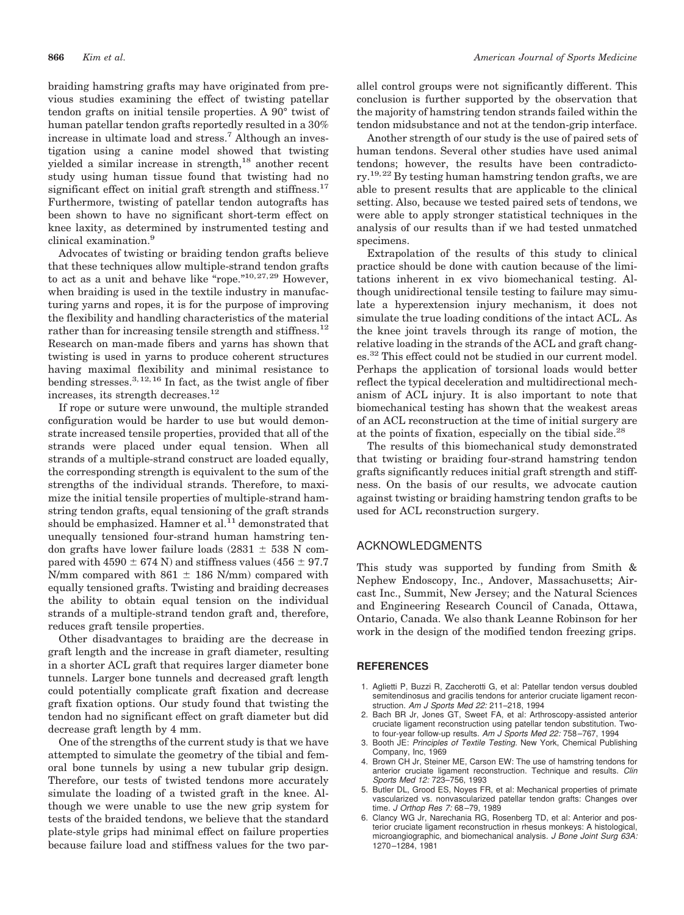braiding hamstring grafts may have originated from previous studies examining the effect of twisting patellar tendon grafts on initial tensile properties. A 90° twist of human patellar tendon grafts reportedly resulted in a 30% increase in ultimate load and stress.[7] Although an investigation using a canine model showed that twisting yielded a similar increase in strength,[18] another recent study using human tissue found that twisting had no significant effect on initial graft strength and stiffness.[17] Furthermore, twisting of patellar tendon autografts has been shown to have no significant short-term effect on knee laxity, as determined by instrumented testing and clinical examination.[9]

Advocates of twisting or braiding tendon grafts believe that these techniques allow multiple-strand tendon grafts to act as a unit and behave like "rope."[10,27,29] However, when braiding is used in the textile industry in manufacturing yarns and ropes, it is for the purpose of improving the flexibility and handling characteristics of the material rather than for increasing tensile strength and stiffness.[12] Research on man-made fibers and yarns has shown that twisting is used in yarns to produce coherent structures having maximal flexibility and minimal resistance to bending stresses.[3,12,16] In fact, as the twist angle of fiber increases, its strength decreases.[12]

If rope or suture were unwound, the multiple stranded configuration would be harder to use but would demonstrate increased tensile properties, provided that all of the strands were placed under equal tension. When all strands of a multiple-strand construct are loaded equally, the corresponding strength is equivalent to the sum of the strengths of the individual strands. Therefore, to maximize the initial tensile properties of multiple-strand hamstring tendon grafts, equal tensioning of the graft strands should be emphasized. Hamner et al.[11] demonstrated that unequally tensioned four-strand human hamstring tendon grafts have lower failure loads ($2831 \pm 538$ N compared with $4590 \pm 674$ N) and stiffness values ($456 \pm 97.7$ N/mm compared with $861 \pm 186$ N/mm) compared with equally tensioned grafts. Twisting and braiding decreases the ability to obtain equal tension on the individual strands of a multiple-strand tendon graft and, therefore, reduces graft tensile properties.

Other disadvantages to braiding are the decrease in graft length and the increase in graft diameter, resulting in a shorter ACL graft that requires larger diameter bone tunnels. Larger bone tunnels and decreased graft length could potentially complicate graft fixation and decrease graft fixation options. Our study found that twisting the tendon had no significant effect on graft diameter but did decrease graft length by 4 mm.

One of the strengths of the current study is that we have attempted to simulate the geometry of the tibial and femoral bone tunnels by using a new tubular grip design. Therefore, our tests of twisted tendons more accurately simulate the loading of a twisted graft in the knee. Although we were unable to use the new grip system for tests of the braided tendons, we believe that the standard plate-style grips had minimal effect on failure properties because failure load and stiffness values for the two parallel control groups were not significantly different. This conclusion is further supported by the observation that the majority of hamstring tendon strands failed within the tendon midsubstance and not at the tendon-grip interface.

Another strength of our study is the use of paired sets of human tendons. Several other studies have used animal tendons; however, the results have been contradictory.[19,22] By testing human hamstring tendon grafts, we are able to present results that are applicable to the clinical setting. Also, because we tested paired sets of tendons, we were able to apply stronger statistical techniques in the analysis of our results than if we had tested unmatched specimens.

Extrapolation of the results of this study to clinical practice should be done with caution because of the limitations inherent in ex vivo biomechanical testing. Although unidirectional tensile testing to failure may simulate a hyperextension injury mechanism, it does not simulate the true loading conditions of the intact ACL. As the knee joint travels through its range of motion, the relative loading in the strands of the ACL and graft changes.[32] This effect could not be studied in our current model. Perhaps the application of torsional loads would better reflect the typical deceleration and multidirectional mechanism of ACL injury. It is also important to note that biomechanical testing has shown that the weakest areas of an ACL reconstruction at the time of initial surgery are at the points of fixation, especially on the tibial side.[28]

The results of this biomechanical study demonstrated that twisting or braiding four-strand hamstring tendon grafts significantly reduces initial graft strength and stiffness. On the basis of our results, we advocate caution against twisting or braiding hamstring tendon grafts to be used for ACL reconstruction surgery.

## ACKNOWLEDGMENTS

This study was supported by funding from Smith & Nephew Endoscopy, Inc., Andover, Massachusetts; Aircast Inc., Summit, New Jersey; and the Natural Sciences and Engineering Research Council of Canada, Ottawa, Ontario, Canada. We also thank Leanne Robinson for her work in the design of the modified tendon freezing grips.

## REFERENCES

1. Aglietti P, Buzzi R, Zaccherotti G, et al: Patellar tendon versus doubled semitendinosus and gracilis tendons for anterior cruciate ligament reconstruction. *Am J Sports Med 22:* 211–218, 1994
2. Bach BR Jr, Jones GT, Sweet FA, et al: Arthroscopy-assisted anterior cruciate ligament reconstruction using patellar tendon substitution. Two- to four-year follow-up results. *Am J Sports Med 22:* 758–767, 1994
3. Booth JE: *Principles of Textile Testing.* New York, Chemical Publishing Company, Inc, 1969
4. Brown CH Jr, Steiner ME, Carson EW: The use of hamstring tendons for anterior cruciate ligament reconstruction. Technique and results. *Clin Sports Med 12:* 723–756, 1993
5. Butler DL, Grood ES, Noyes FR, et al: Mechanical properties of primate vascularized vs. nonvascularized patellar tendon grafts: Changes over time. *J Orthop Res 7:* 68–79, 1989
6. Clancy WG Jr, Narechania RG, Rosenberg TD, et al: Anterior and posterior cruciate ligament reconstruction in rhesus monkeys: A histological, microangiographic, and biomechanical analysis. *J Bone Joint Surg 63A:* 1270–1284, 1981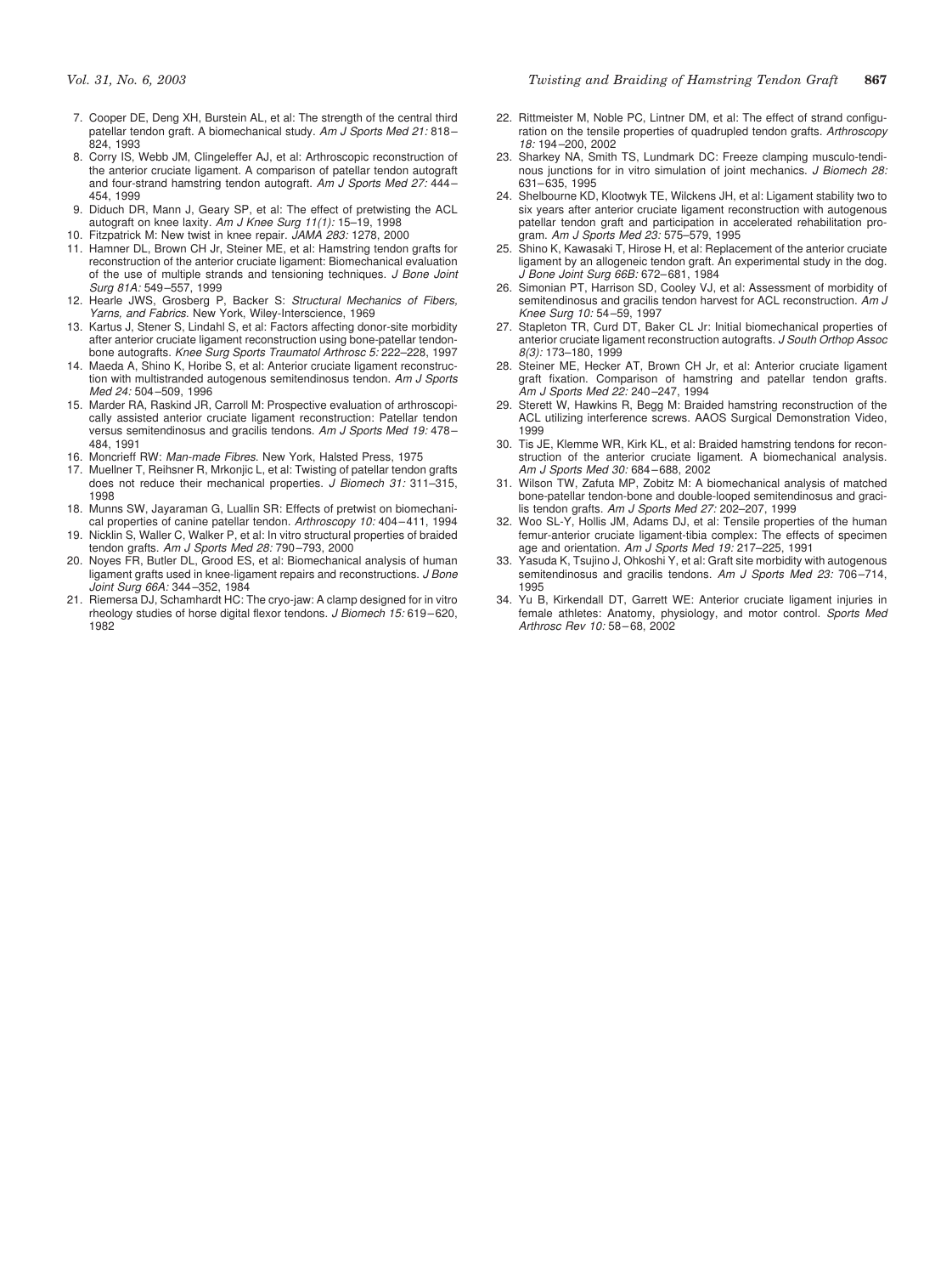7. Cooper DE, Deng XH, Burstein AL, et al: The strength of the central third patellar tendon graft. A biomechanical study. *Am J Sports Med 21:* 818–824, 1993
8. Corry IS, Webb JM, Clingeleffer AJ, et al: Arthroscopic reconstruction of the anterior cruciate ligament. A comparison of patellar tendon autograft and four-strand hamstring tendon autograft. *Am J Sports Med 27:* 444–454, 1999
9. Diduch DR, Mann J, Geary SP, et al: The effect of pretwisting the ACL autograft on knee laxity. *Am J Knee Surg 11(1):* 15–19, 1998
10. Fitzpatrick M: New twist in knee repair. *JAMA 283:* 1278, 2000
11. Hamner DL, Brown CH Jr, Steiner ME, et al: Hamstring tendon grafts for reconstruction of the anterior cruciate ligament: Biomechanical evaluation of the use of multiple strands and tensioning techniques. *J Bone Joint Surg 81A:* 549–557, 1999
12. Hearle JWS, Grosberg P, Backer S: *Structural Mechanics of Fibers, Yarns, and Fabrics.* New York, Wiley-Interscience, 1969
13. Kartus J, Stener S, Lindahl S, et al: Factors affecting donor-site morbidity after anterior cruciate ligament reconstruction using bone-patellar tendon-bone autografts. *Knee Surg Sports Traumatol Arthrosc 5:* 222–228, 1997
14. Maeda A, Shino K, Horibe S, et al: Anterior cruciate ligament reconstruction with multistranded autogenous semitendinosus tendon. *Am J Sports Med 24:* 504–509, 1996
15. Marder RA, Raskind JR, Carroll M: Prospective evaluation of arthroscopically assisted anterior cruciate ligament reconstruction: Patellar tendon versus semitendinosus and gracilis tendons. *Am J Sports Med 19:* 478–484, 1991
16. Moncrieff RW: *Man-made Fibres.* New York, Halsted Press, 1975
17. Muellner T, Reihsner R, Mrkonjic L, et al: Twisting of patellar tendon grafts does not reduce their mechanical properties. *J Biomech 31:* 311–315, 1998
18. Munns SW, Jayaraman G, Luallin SR: Effects of pretwist on biomechanical properties of canine patellar tendon. *Arthroscopy 10:* 404–411, 1994
19. Nicklin S, Waller C, Walker P, et al: In vitro structural properties of braided tendon grafts. *Am J Sports Med 28:* 790–793, 2000
20. Noyes FR, Butler DL, Grood ES, et al: Biomechanical analysis of human ligament grafts used in knee-ligament repairs and reconstructions. *J Bone Joint Surg 66A:* 344–352, 1984
21. Riemersa DJ, Schamhardt HC: The cryo-jaw: A clamp designed for in vitro rheology studies of horse digital flexor tendons. *J Biomech 15:* 619–620, 1982
22. Rittmeister M, Noble PC, Lintner DM, et al: The effect of strand configuration on the tensile properties of quadrupled tendon grafts. *Arthroscopy 18:* 194–200, 2002
23. Sharkey NA, Smith TS, Lundmark DC: Freeze clamping musculo-tendinous junctions for in vitro simulation of joint mechanics. *J Biomech 28:* 631–635, 1995
24. Shelbourne KD, Klootwyk TE, Wilckens JH, et al: Ligament stability two to six years after anterior cruciate ligament reconstruction with autogenous patellar tendon graft and participation in accelerated rehabilitation program. *Am J Sports Med 23:* 575–579, 1995
25. Shino K, Kawasaki T, Hirose H, et al: Replacement of the anterior cruciate ligament by an allogeneic tendon graft. An experimental study in the dog. *J Bone Joint Surg 66B:* 672–681, 1984
26. Simonian PT, Harrison SD, Cooley VJ, et al: Assessment of morbidity of semitendinosus and gracilis tendon harvest for ACL reconstruction. *Am J Knee Surg 10:* 54–59, 1997
27. Stapleton TR, Curd DT, Baker CL Jr: Initial biomechanical properties of anterior cruciate ligament reconstruction autografts. *J South Orthop Assoc 8(3):* 173–180, 1999
28. Steiner ME, Hecker AT, Brown CH Jr, et al: Anterior cruciate ligament graft fixation. Comparison of hamstring and patellar tendon grafts. *Am J Sports Med 22:* 240–247, 1994
29. Sterett W, Hawkins R, Begg M: Braided hamstring reconstruction of the ACL utilizing interference screws. AAOS Surgical Demonstration Video, 1999
30. Tis JE, Klemme WR, Kirk KL, et al: Braided hamstring tendons for reconstruction of the anterior cruciate ligament. A biomechanical analysis. *Am J Sports Med 30:* 684–688, 2002
31. Wilson TW, Zafuta MP, Zobitz M: A biomechanical analysis of matched bone-patellar tendon-bone and double-looped semitendinosus and gracilis tendon grafts. *Am J Sports Med 27:* 202–207, 1999
32. Woo SL-Y, Hollis JM, Adams DJ, et al: Tensile properties of the human femur-anterior cruciate ligament-tibia complex: The effects of specimen age and orientation. *Am J Sports Med 19:* 217–225, 1991
33. Yasuda K, Tsujino J, Ohkoshi Y, et al: Graft site morbidity with autogenous semitendinosus and gracilis tendons. *Am J Sports Med 23:* 706–714, 1995
34. Yu B, Kirkendall DT, Garrett WE: Anterior cruciate ligament injuries in female athletes: Anatomy, physiology, and motor control. *Sports Med Arthrosc Rev 10:* 58–68, 2002